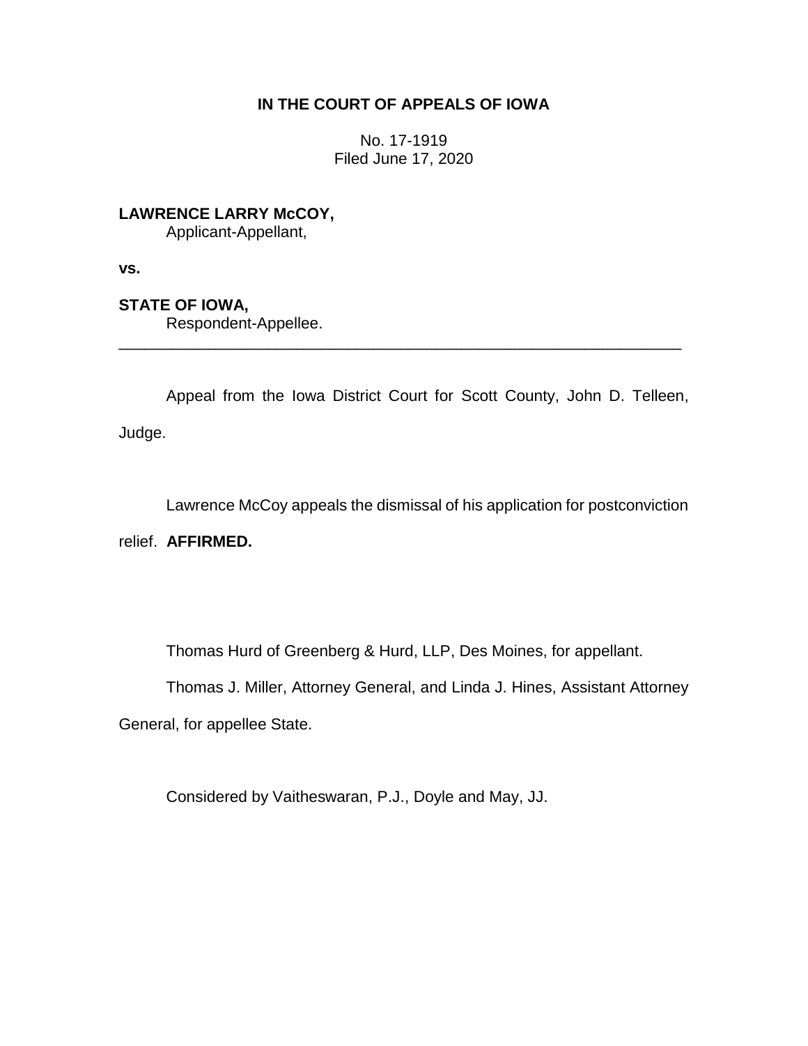**IN THE COURT OF APPEALS OF IOWA**

No. 17-1919
Filed June 17, 2020

**LAWRENCE LARRY McCOY,**
Applicant-Appellant,

**vs.**

**STATE OF IOWA,**
Respondent-Appellee.

---

Appeal from the Iowa District Court for Scott County, John D. Telleen, Judge.

Lawrence McCoy appeals the dismissal of his application for postconviction relief. **AFFIRMED.**

Thomas Hurd of Greenberg & Hurd, LLP, Des Moines, for appellant.

Thomas J. Miller, Attorney General, and Linda J. Hines, Assistant Attorney General, for appellee State.

Considered by Vaitheswaran, P.J., Doyle and May, JJ.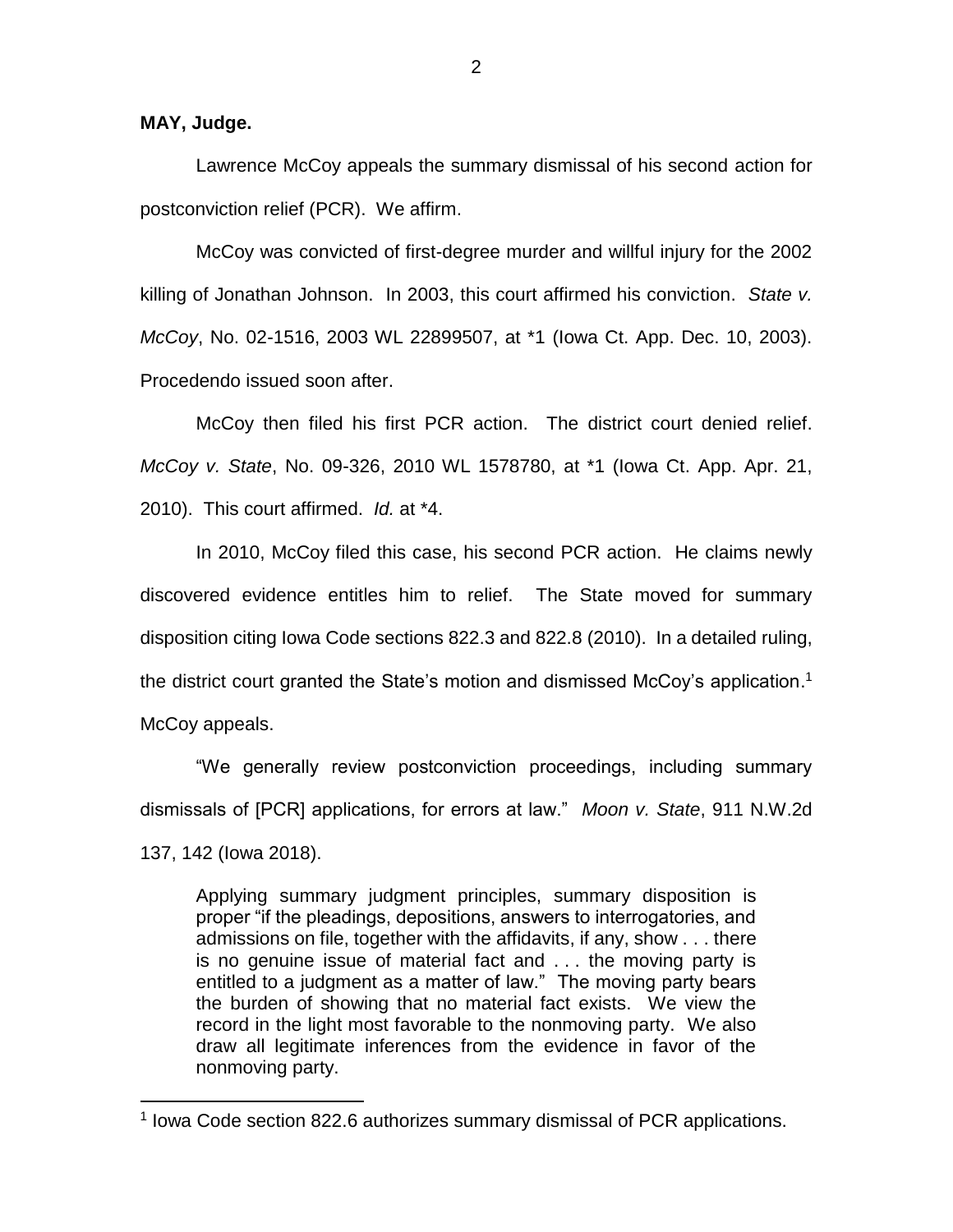**MAY, Judge.**

Lawrence McCoy appeals the summary dismissal of his second action for postconviction relief (PCR). We affirm.

McCoy was convicted of first-degree murder and willful injury for the 2002 killing of Jonathan Johnson. In 2003, this court affirmed his conviction. *State v. McCoy*, No. 02-1516, 2003 WL 22899507, at *1 (Iowa Ct. App. Dec. 10, 2003). Procedendo issued soon after.

McCoy then filed his first PCR action. The district court denied relief. *McCoy v. State*, No. 09-326, 2010 WL 1578780, at *1 (Iowa Ct. App. Apr. 21, 2010). This court affirmed. *Id.* at *4.

In 2010, McCoy filed this case, his second PCR action. He claims newly discovered evidence entitles him to relief. The State moved for summary disposition citing Iowa Code sections 822.3 and 822.8 (2010). In a detailed ruling, the district court granted the State's motion and dismissed McCoy's application.[1] McCoy appeals.

"We generally review postconviction proceedings, including summary dismissals of [PCR] applications, for errors at law." *Moon v. State*, 911 N.W.2d 137, 142 (Iowa 2018).

> Applying summary judgment principles, summary disposition is proper "if the pleadings, depositions, answers to interrogatories, and admissions on file, together with the affidavits, if any, show . . . there is no genuine issue of material fact and . . . the moving party is entitled to a judgment as a matter of law." The moving party bears the burden of showing that no material fact exists. We view the record in the light most favorable to the nonmoving party. We also draw all legitimate inferences from the evidence in favor of the nonmoving party.

[1] Iowa Code section 822.6 authorizes summary dismissal of PCR applications.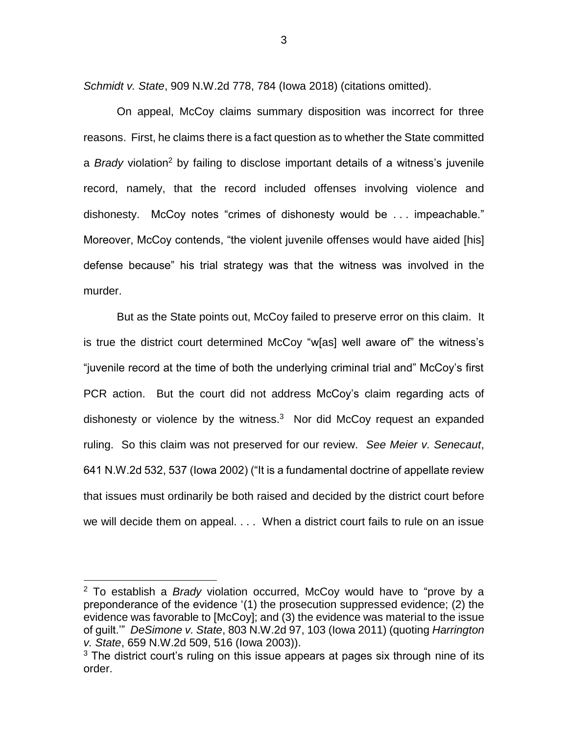*Schmidt v. State*, 909 N.W.2d 778, 784 (Iowa 2018) (citations omitted).

On appeal, McCoy claims summary disposition was incorrect for three reasons. First, he claims there is a fact question as to whether the State committed a *Brady* violation[2] by failing to disclose important details of a witness's juvenile record, namely, that the record included offenses involving violence and dishonesty. McCoy notes "crimes of dishonesty would be . . . impeachable." Moreover, McCoy contends, "the violent juvenile offenses would have aided [his] defense because" his trial strategy was that the witness was involved in the murder.

But as the State points out, McCoy failed to preserve error on this claim. It is true the district court determined McCoy "w[as] well aware of" the witness's "juvenile record at the time of both the underlying criminal trial and" McCoy's first PCR action. But the court did not address McCoy's claim regarding acts of dishonesty or violence by the witness.[3] Nor did McCoy request an expanded ruling. So this claim was not preserved for our review. *See Meier v. Senecaut*, 641 N.W.2d 532, 537 (Iowa 2002) ("It is a fundamental doctrine of appellate review that issues must ordinarily be both raised and decided by the district court before we will decide them on appeal. . . . When a district court fails to rule on an issue

---

[2] To establish a *Brady* violation occurred, McCoy would have to "prove by a preponderance of the evidence '(1) the prosecution suppressed evidence; (2) the evidence was favorable to [McCoy]; and (3) the evidence was material to the issue of guilt.'" *DeSimone v. State*, 803 N.W.2d 97, 103 (Iowa 2011) (quoting *Harrington v. State*, 659 N.W.2d 509, 516 (Iowa 2003)).

[3] The district court's ruling on this issue appears at pages six through nine of its order.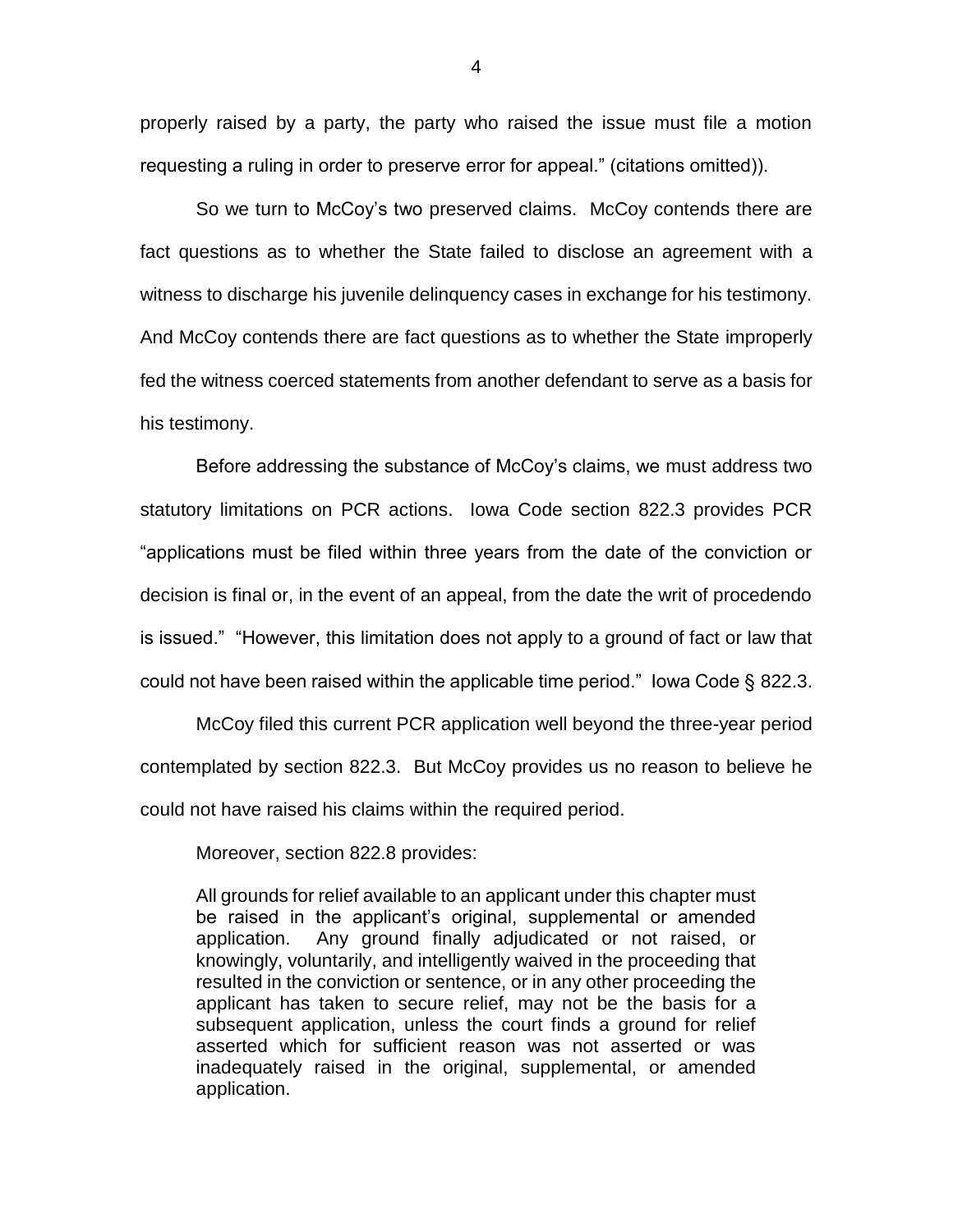properly raised by a party, the party who raised the issue must file a motion requesting a ruling in order to preserve error for appeal." (citations omitted)).

So we turn to McCoy's two preserved claims. McCoy contends there are fact questions as to whether the State failed to disclose an agreement with a witness to discharge his juvenile delinquency cases in exchange for his testimony. And McCoy contends there are fact questions as to whether the State improperly fed the witness coerced statements from another defendant to serve as a basis for his testimony.

Before addressing the substance of McCoy's claims, we must address two statutory limitations on PCR actions. Iowa Code section 822.3 provides PCR "applications must be filed within three years from the date of the conviction or decision is final or, in the event of an appeal, from the date the writ of procedendo is issued." "However, this limitation does not apply to a ground of fact or law that could not have been raised within the applicable time period." Iowa Code § 822.3.

McCoy filed this current PCR application well beyond the three-year period contemplated by section 822.3. But McCoy provides us no reason to believe he could not have raised his claims within the required period.

Moreover, section 822.8 provides:

> All grounds for relief available to an applicant under this chapter must be raised in the applicant's original, supplemental or amended application. Any ground finally adjudicated or not raised, or knowingly, voluntarily, and intelligently waived in the proceeding that resulted in the conviction or sentence, or in any other proceeding the applicant has taken to secure relief, may not be the basis for a subsequent application, unless the court finds a ground for relief asserted which for sufficient reason was not asserted or was inadequately raised in the original, supplemental, or amended application.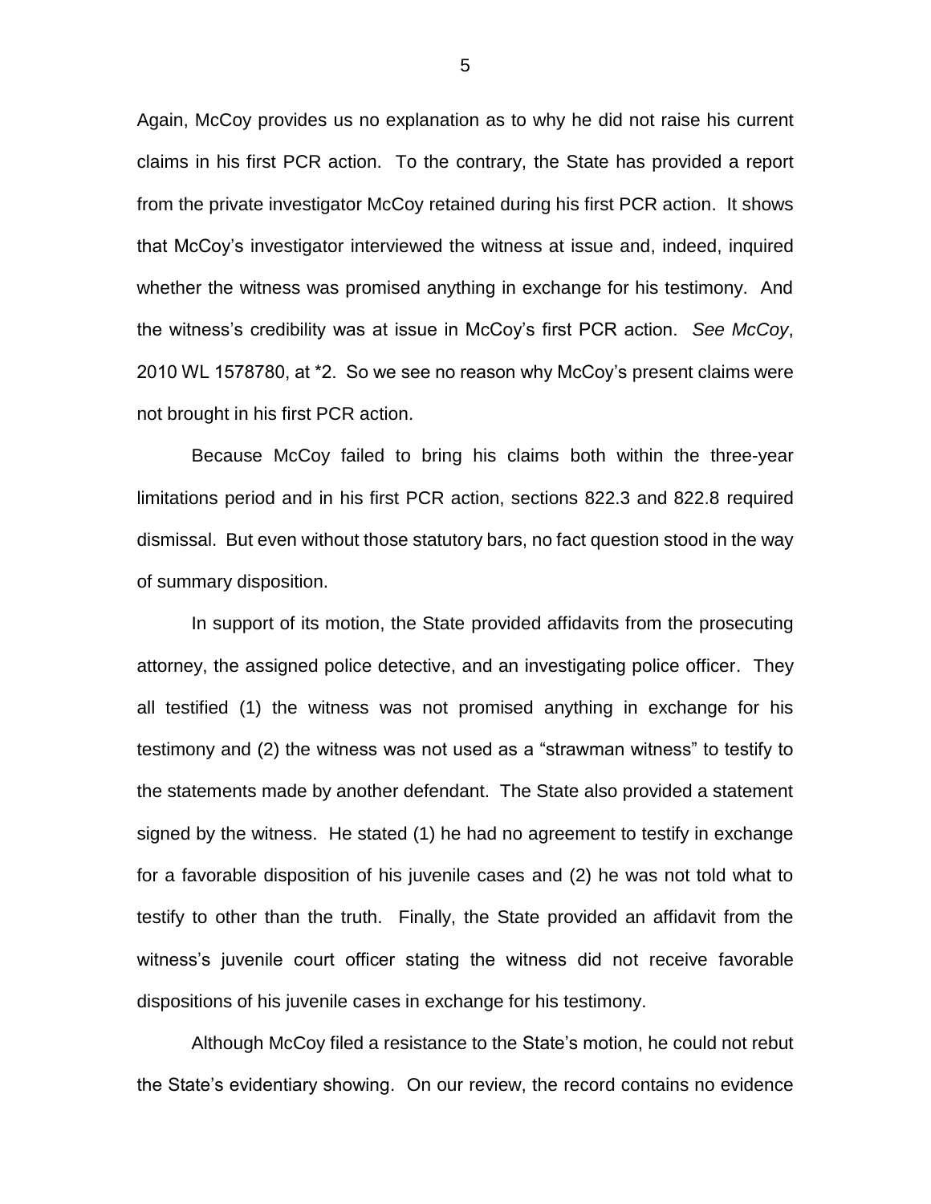Again, McCoy provides us no explanation as to why he did not raise his current claims in his first PCR action. To the contrary, the State has provided a report from the private investigator McCoy retained during his first PCR action. It shows that McCoy's investigator interviewed the witness at issue and, indeed, inquired whether the witness was promised anything in exchange for his testimony. And the witness's credibility was at issue in McCoy's first PCR action. *See McCoy*, 2010 WL 1578780, at *2. So we see no reason why McCoy's present claims were not brought in his first PCR action.

Because McCoy failed to bring his claims both within the three-year limitations period and in his first PCR action, sections 822.3 and 822.8 required dismissal. But even without those statutory bars, no fact question stood in the way of summary disposition.

In support of its motion, the State provided affidavits from the prosecuting attorney, the assigned police detective, and an investigating police officer. They all testified (1) the witness was not promised anything in exchange for his testimony and (2) the witness was not used as a "strawman witness" to testify to the statements made by another defendant. The State also provided a statement signed by the witness. He stated (1) he had no agreement to testify in exchange for a favorable disposition of his juvenile cases and (2) he was not told what to testify to other than the truth. Finally, the State provided an affidavit from the witness's juvenile court officer stating the witness did not receive favorable dispositions of his juvenile cases in exchange for his testimony.

Although McCoy filed a resistance to the State's motion, he could not rebut the State's evidentiary showing. On our review, the record contains no evidence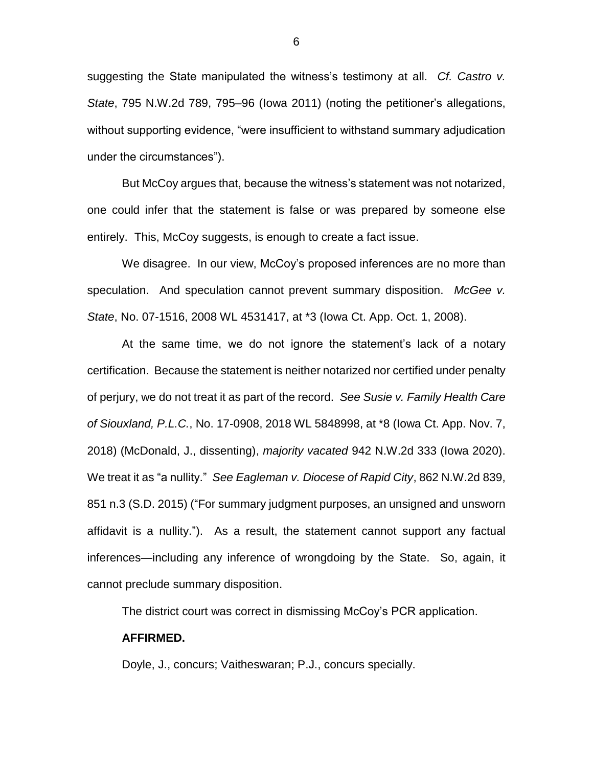suggesting the State manipulated the witness's testimony at all. *Cf. Castro v. State*, 795 N.W.2d 789, 795–96 (Iowa 2011) (noting the petitioner's allegations, without supporting evidence, "were insufficient to withstand summary adjudication under the circumstances").

But McCoy argues that, because the witness's statement was not notarized, one could infer that the statement is false or was prepared by someone else entirely. This, McCoy suggests, is enough to create a fact issue.

We disagree. In our view, McCoy's proposed inferences are no more than speculation. And speculation cannot prevent summary disposition. *McGee v. State*, No. 07-1516, 2008 WL 4531417, at *3 (Iowa Ct. App. Oct. 1, 2008).

At the same time, we do not ignore the statement's lack of a notary certification. Because the statement is neither notarized nor certified under penalty of perjury, we do not treat it as part of the record. *See Susie v. Family Health Care of Siouxland, P.L.C.*, No. 17-0908, 2018 WL 5848998, at *8 (Iowa Ct. App. Nov. 7, 2018) (McDonald, J., dissenting), *majority vacated* 942 N.W.2d 333 (Iowa 2020). We treat it as "a nullity." *See Eagleman v. Diocese of Rapid City*, 862 N.W.2d 839, 851 n.3 (S.D. 2015) ("For summary judgment purposes, an unsigned and unsworn affidavit is a nullity."). As a result, the statement cannot support any factual inferences—including any inference of wrongdoing by the State. So, again, it cannot preclude summary disposition.

The district court was correct in dismissing McCoy's PCR application.

**AFFIRMED.**

Doyle, J., concurs; Vaitheswaran; P.J., concurs specially.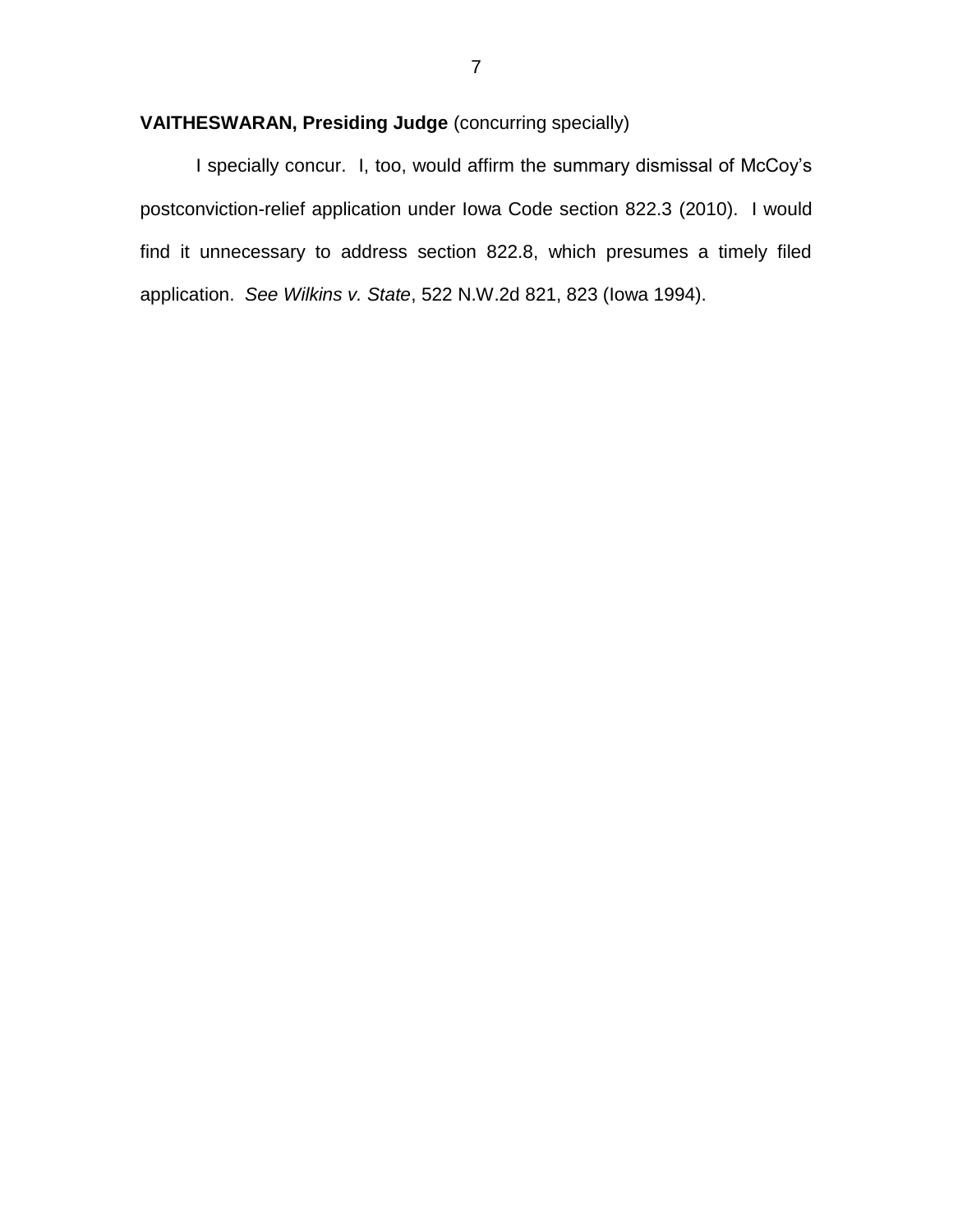**VAITHESWARAN, Presiding Judge** (concurring specially)

I specially concur. I, too, would affirm the summary dismissal of McCoy's postconviction-relief application under Iowa Code section 822.3 (2010). I would find it unnecessary to address section 822.8, which presumes a timely filed application. *See Wilkins v. State*, 522 N.W.2d 821, 823 (Iowa 1994).